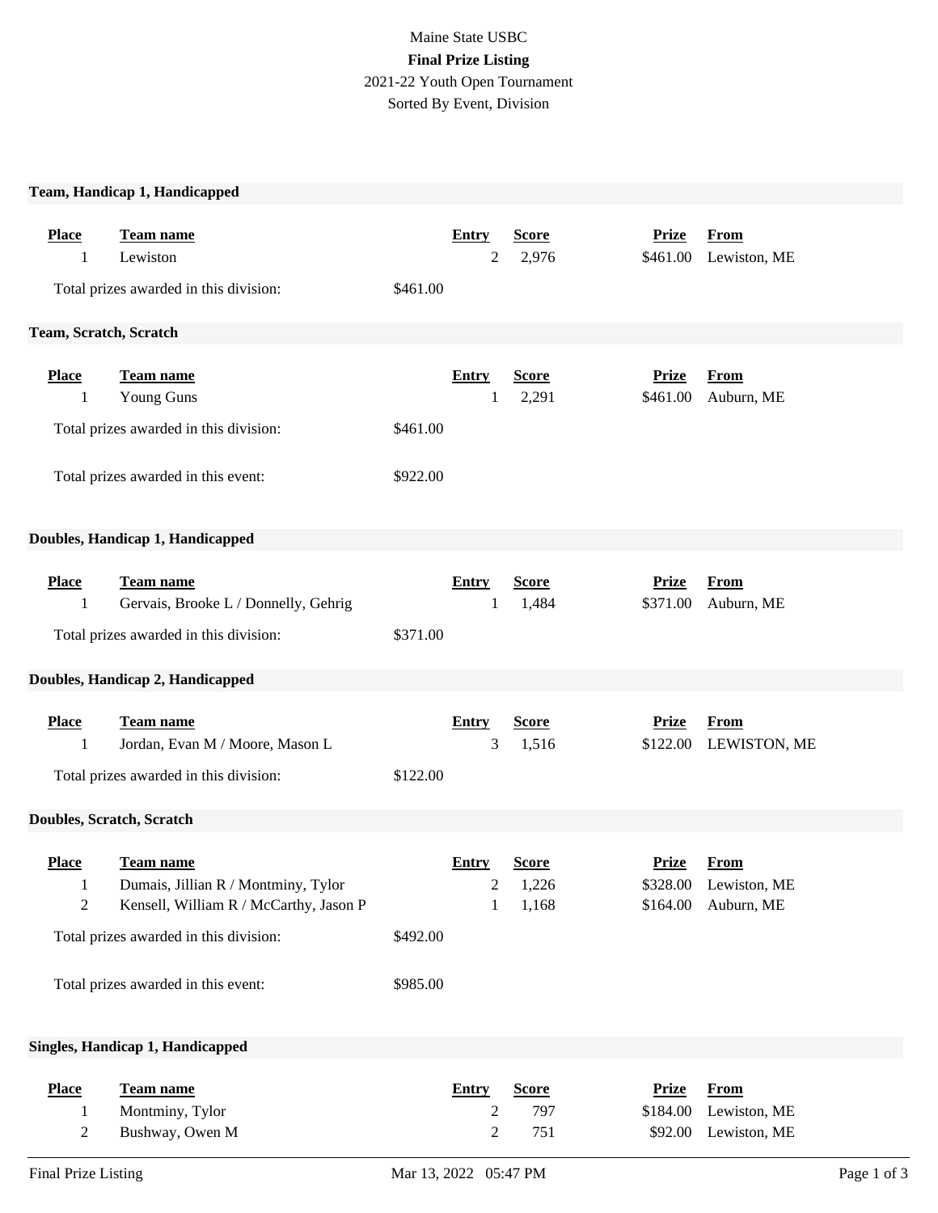Maine State USBC

**Final Prize Listing**

2021-22 Youth Open Tournament

Sorted By Event, Division

### Team, Handicap 1, Handicapped

| Place | Team name | Entry | Score | Prize | From |
|---|---|---|---|---|---|
| 1 | Lewiston | 2 | 2,976 | $461.00 | Lewiston, ME |

Total prizes awarded in this division: $461.00

### Team, Scratch, Scratch

| Place | Team name | Entry | Score | Prize | From |
|---|---|---|---|---|---|
| 1 | Young Guns | 1 | 2,291 | $461.00 | Auburn, ME |

Total prizes awarded in this division: $461.00

Total prizes awarded in this event: $922.00

### Doubles, Handicap 1, Handicapped

| Place | Team name | Entry | Score | Prize | From |
|---|---|---|---|---|---|
| 1 | Gervais, Brooke L / Donnelly, Gehrig | 1 | 1,484 | $371.00 | Auburn, ME |

Total prizes awarded in this division: $371.00

### Doubles, Handicap 2, Handicapped

| Place | Team name | Entry | Score | Prize | From |
|---|---|---|---|---|---|
| 1 | Jordan, Evan M / Moore, Mason L | 3 | 1,516 | $122.00 | LEWISTON, ME |

Total prizes awarded in this division: $122.00

### Doubles, Scratch, Scratch

| Place | Team name | Entry | Score | Prize | From |
|---|---|---|---|---|---|
| 1 | Dumais, Jillian R / Montminy, Tylor | 2 | 1,226 | $328.00 | Lewiston, ME |
| 2 | Kensell, William R / McCarthy, Jason P | 1 | 1,168 | $164.00 | Auburn, ME |

Total prizes awarded in this division: $492.00

Total prizes awarded in this event: $985.00

### Singles, Handicap 1, Handicapped

| Place | Team name | Entry | Score | Prize | From |
|---|---|---|---|---|---|
| 1 | Montminy, Tylor | 2 | 797 | $184.00 | Lewiston, ME |
| 2 | Bushway, Owen M | 2 | 751 | $92.00 | Lewiston, ME |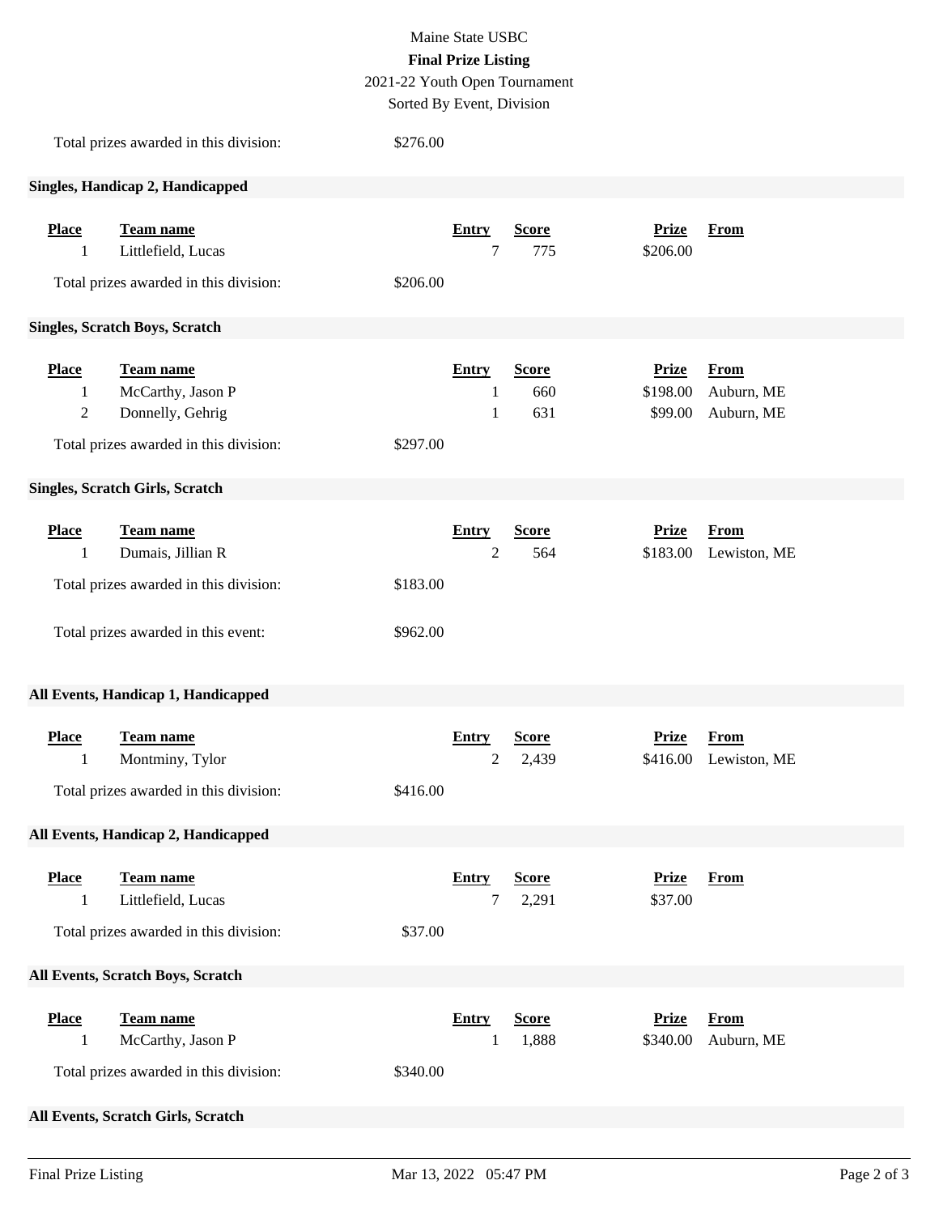Total prizes awarded in this division: $276.00

### Singles, Handicap 2, Handicapped

| Place | Team name | Entry | Score | Prize | From |
| --- | --- | --- | --- | --- | --- |
| 1 | Littlefield, Lucas | 7 | 775 | $206.00 | |

Total prizes awarded in this division: $206.00

### Singles, Scratch Boys, Scratch

| Place | Team name | Entry | Score | Prize | From |
| --- | --- | --- | --- | --- | --- |
| 1 | McCarthy, Jason P | 1 | 660 | $198.00 | Auburn, ME |
| 2 | Donnelly, Gehrig | 1 | 631 | $99.00 | Auburn, ME |

Total prizes awarded in this division: $297.00

### Singles, Scratch Girls, Scratch

| Place | Team name | Entry | Score | Prize | From |
| --- | --- | --- | --- | --- | --- |
| 1 | Dumais, Jillian R | 2 | 564 | $183.00 | Lewiston, ME |

Total prizes awarded in this division: $183.00

Total prizes awarded in this event: $962.00

### All Events, Handicap 1, Handicapped

| Place | Team name | Entry | Score | Prize | From |
| --- | --- | --- | --- | --- | --- |
| 1 | Montminy, Tylor | 2 | 2,439 | $416.00 | Lewiston, ME |

Total prizes awarded in this division: $416.00

### All Events, Handicap 2, Handicapped

| Place | Team name | Entry | Score | Prize | From |
| --- | --- | --- | --- | --- | --- |
| 1 | Littlefield, Lucas | 7 | 2,291 | $37.00 | |

Total prizes awarded in this division: $37.00

### All Events, Scratch Boys, Scratch

| Place | Team name | Entry | Score | Prize | From |
| --- | --- | --- | --- | --- | --- |
| 1 | McCarthy, Jason P | 1 | 1,888 | $340.00 | Auburn, ME |

Total prizes awarded in this division: $340.00

### All Events, Scratch Girls, Scratch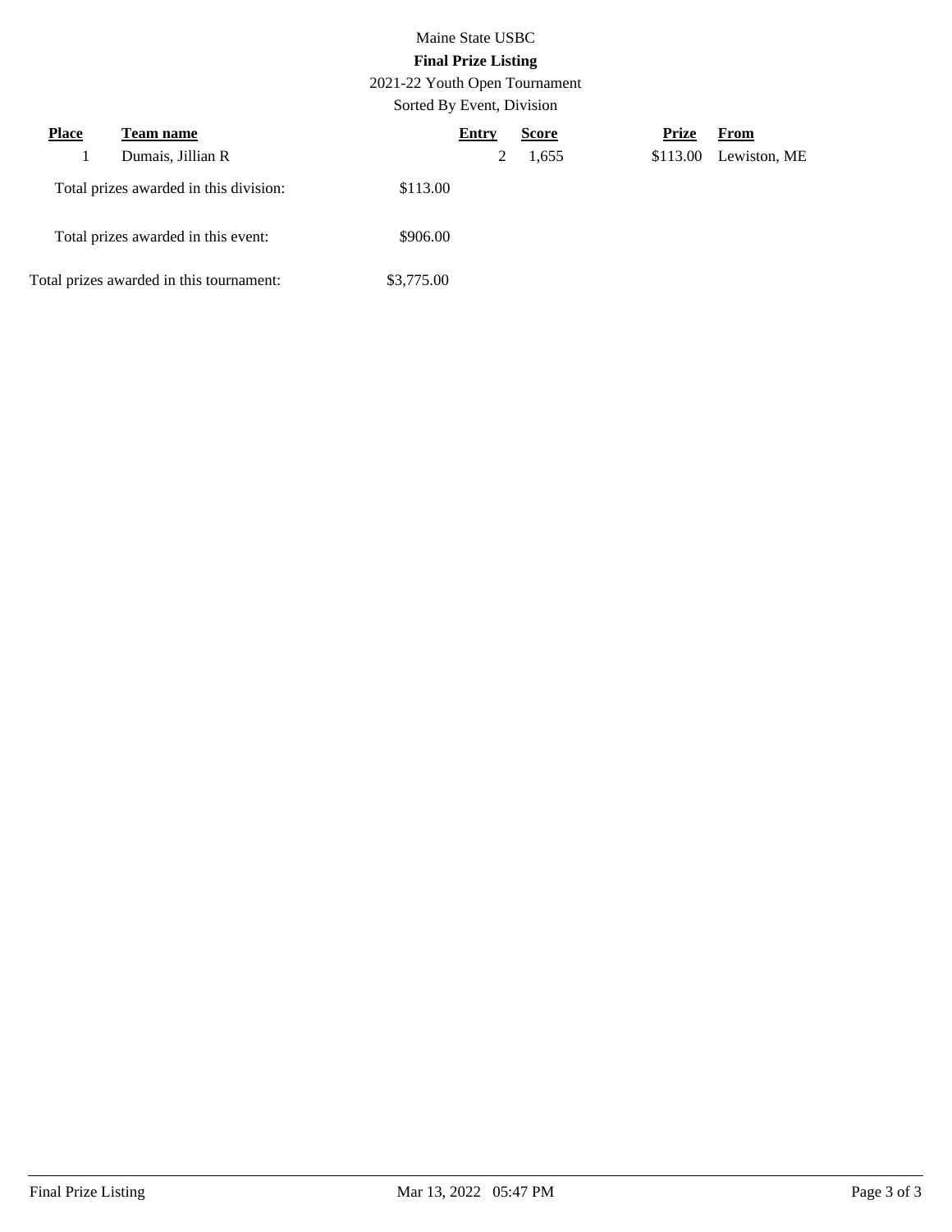Maine State USBC

**Final Prize Listing**

2021-22 Youth Open Tournament

Sorted By Event, Division

| Place | Team name | Entry | Score | Prize | From |
|---|---|---|---|---|---|
| 1 | Dumais, Jillian R | 2 | 1,655 | $113.00 | Lewiston, ME |

Total prizes awarded in this division: $113.00

Total prizes awarded in this event: $906.00

Total prizes awarded in this tournament: $3,775.00